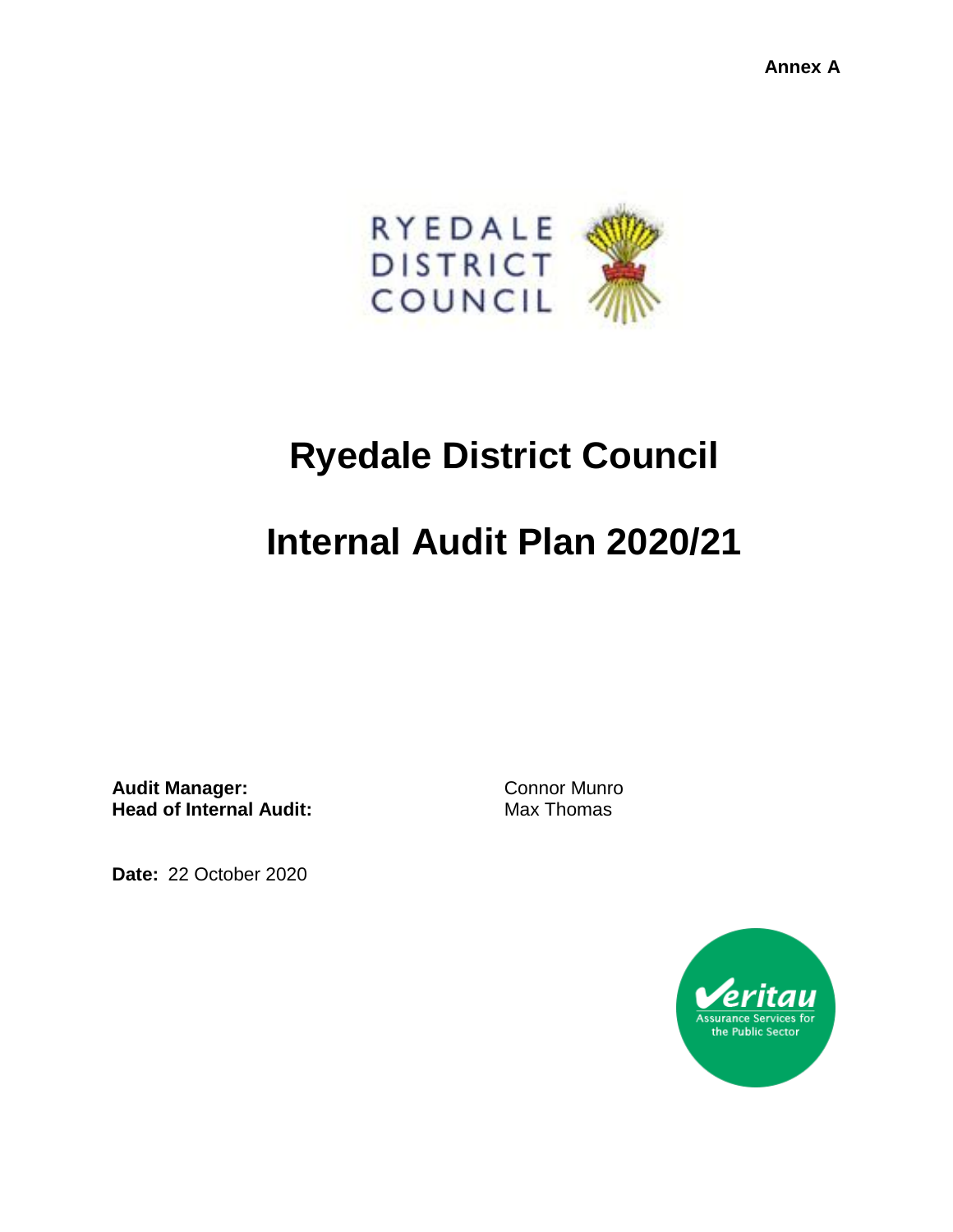Annex A

# Ryedale District Council

# Internal Audit Plan 2020/21

**Audit Manager:** Connor Munro
**Head of Internal Audit:** Max Thomas

**Date:** 22 October 2020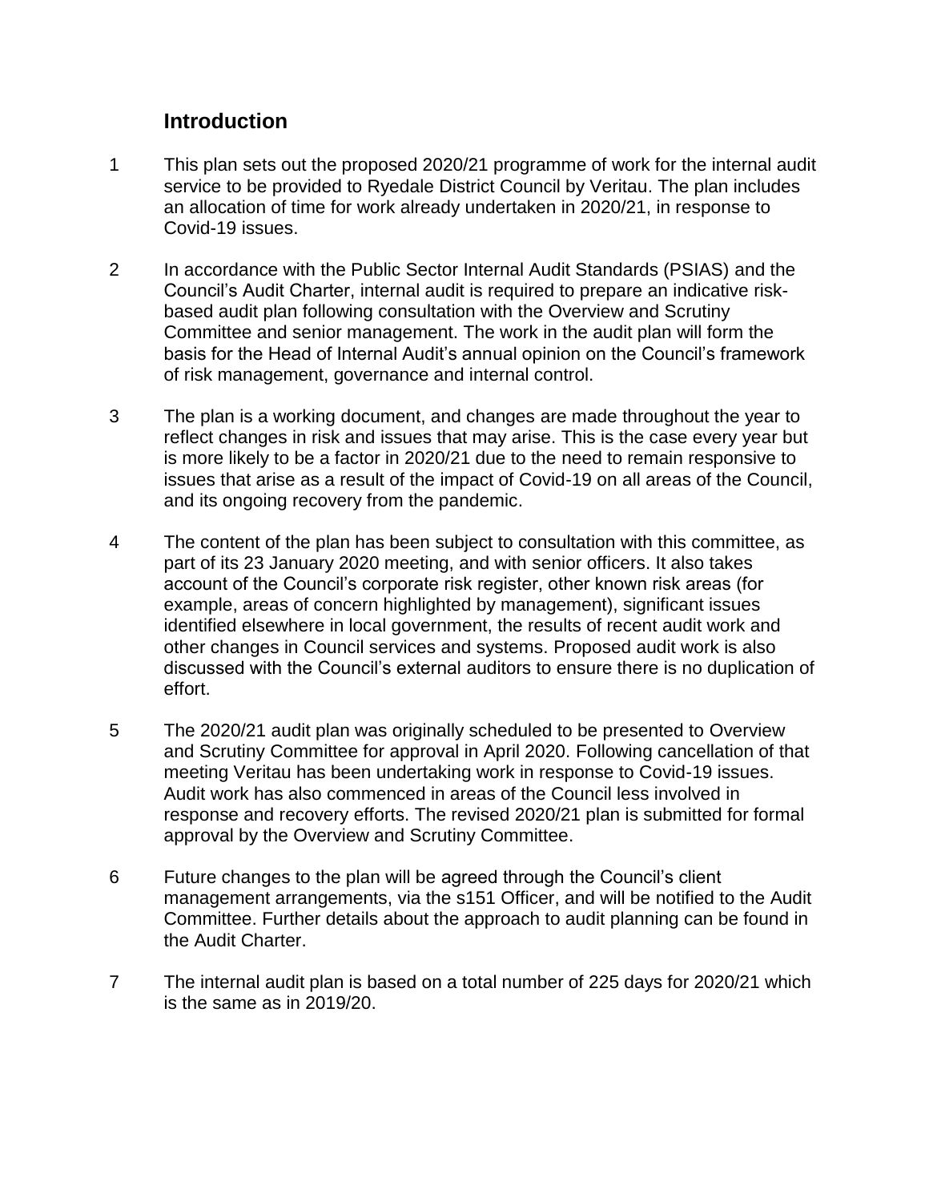## Introduction

1 This plan sets out the proposed 2020/21 programme of work for the internal audit service to be provided to Ryedale District Council by Veritau. The plan includes an allocation of time for work already undertaken in 2020/21, in response to Covid-19 issues.

2 In accordance with the Public Sector Internal Audit Standards (PSIAS) and the Council's Audit Charter, internal audit is required to prepare an indicative risk-based audit plan following consultation with the Overview and Scrutiny Committee and senior management. The work in the audit plan will form the basis for the Head of Internal Audit's annual opinion on the Council's framework of risk management, governance and internal control.

3 The plan is a working document, and changes are made throughout the year to reflect changes in risk and issues that may arise. This is the case every year but is more likely to be a factor in 2020/21 due to the need to remain responsive to issues that arise as a result of the impact of Covid-19 on all areas of the Council, and its ongoing recovery from the pandemic.

4 The content of the plan has been subject to consultation with this committee, as part of its 23 January 2020 meeting, and with senior officers. It also takes account of the Council's corporate risk register, other known risk areas (for example, areas of concern highlighted by management), significant issues identified elsewhere in local government, the results of recent audit work and other changes in Council services and systems. Proposed audit work is also discussed with the Council's external auditors to ensure there is no duplication of effort.

5 The 2020/21 audit plan was originally scheduled to be presented to Overview and Scrutiny Committee for approval in April 2020. Following cancellation of that meeting Veritau has been undertaking work in response to Covid-19 issues. Audit work has also commenced in areas of the Council less involved in response and recovery efforts. The revised 2020/21 plan is submitted for formal approval by the Overview and Scrutiny Committee.

6 Future changes to the plan will be agreed through the Council's client management arrangements, via the s151 Officer, and will be notified to the Audit Committee. Further details about the approach to audit planning can be found in the Audit Charter.

7 The internal audit plan is based on a total number of 225 days for 2020/21 which is the same as in 2019/20.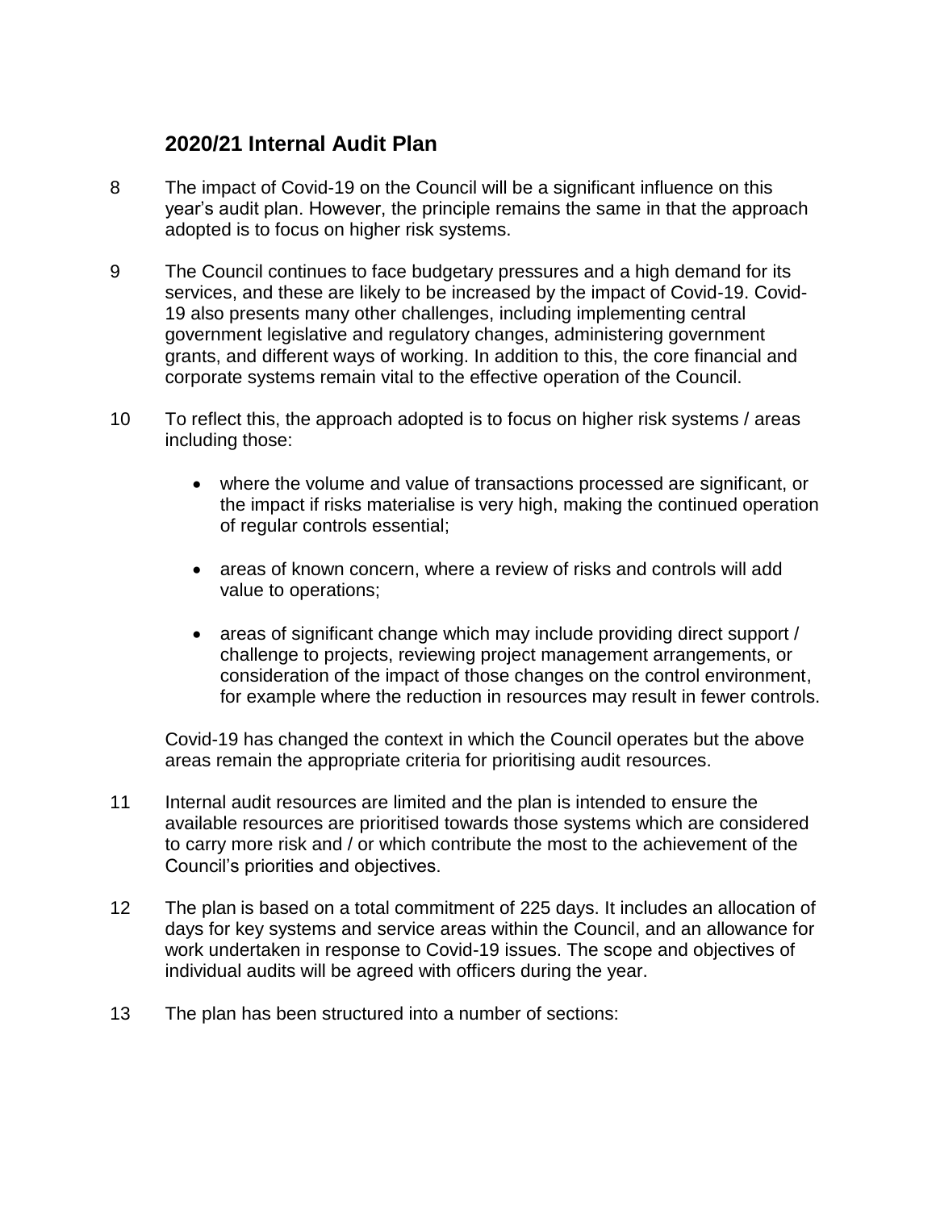## 2020/21 Internal Audit Plan

8 The impact of Covid-19 on the Council will be a significant influence on this year's audit plan. However, the principle remains the same in that the approach adopted is to focus on higher risk systems.

9 The Council continues to face budgetary pressures and a high demand for its services, and these are likely to be increased by the impact of Covid-19. Covid-19 also presents many other challenges, including implementing central government legislative and regulatory changes, administering government grants, and different ways of working. In addition to this, the core financial and corporate systems remain vital to the effective operation of the Council.

10 To reflect this, the approach adopted is to focus on higher risk systems / areas including those:

- where the volume and value of transactions processed are significant, or the impact if risks materialise is very high, making the continued operation of regular controls essential;
- areas of known concern, where a review of risks and controls will add value to operations;
- areas of significant change which may include providing direct support / challenge to projects, reviewing project management arrangements, or consideration of the impact of those changes on the control environment, for example where the reduction in resources may result in fewer controls.

Covid-19 has changed the context in which the Council operates but the above areas remain the appropriate criteria for prioritising audit resources.

11 Internal audit resources are limited and the plan is intended to ensure the available resources are prioritised towards those systems which are considered to carry more risk and / or which contribute the most to the achievement of the Council's priorities and objectives.

12 The plan is based on a total commitment of 225 days. It includes an allocation of days for key systems and service areas within the Council, and an allowance for work undertaken in response to Covid-19 issues. The scope and objectives of individual audits will be agreed with officers during the year.

13 The plan has been structured into a number of sections: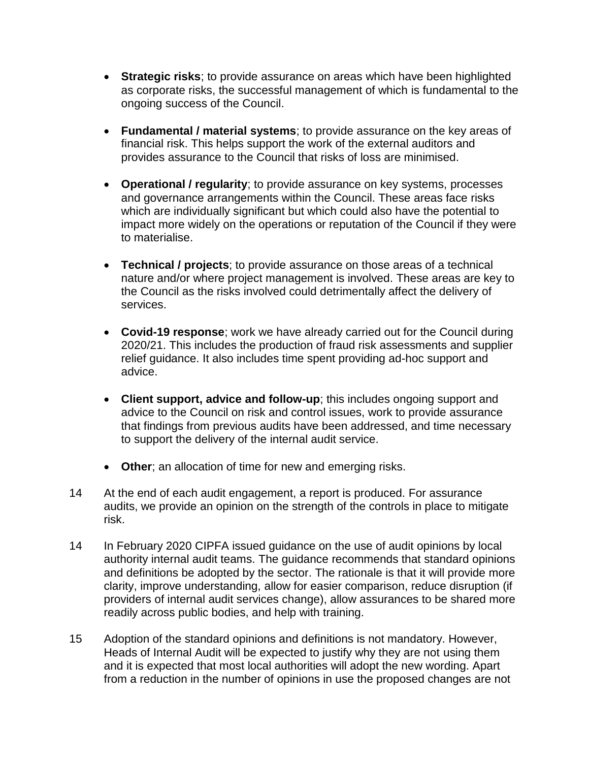- **Strategic risks**; to provide assurance on areas which have been highlighted as corporate risks, the successful management of which is fundamental to the ongoing success of the Council.

- **Fundamental / material systems**; to provide assurance on the key areas of financial risk. This helps support the work of the external auditors and provides assurance to the Council that risks of loss are minimised.

- **Operational / regularity**; to provide assurance on key systems, processes and governance arrangements within the Council. These areas face risks which are individually significant but which could also have the potential to impact more widely on the operations or reputation of the Council if they were to materialise.

- **Technical / projects**; to provide assurance on those areas of a technical nature and/or where project management is involved. These areas are key to the Council as the risks involved could detrimentally affect the delivery of services.

- **Covid-19 response**; work we have already carried out for the Council during 2020/21. This includes the production of fraud risk assessments and supplier relief guidance. It also includes time spent providing ad-hoc support and advice.

- **Client support, advice and follow-up**; this includes ongoing support and advice to the Council on risk and control issues, work to provide assurance that findings from previous audits have been addressed, and time necessary to support the delivery of the internal audit service.

- **Other**; an allocation of time for new and emerging risks.

14 At the end of each audit engagement, a report is produced. For assurance audits, we provide an opinion on the strength of the controls in place to mitigate risk.

14 In February 2020 CIPFA issued guidance on the use of audit opinions by local authority internal audit teams. The guidance recommends that standard opinions and definitions be adopted by the sector. The rationale is that it will provide more clarity, improve understanding, allow for easier comparison, reduce disruption (if providers of internal audit services change), allow assurances to be shared more readily across public bodies, and help with training.

15 Adoption of the standard opinions and definitions is not mandatory. However, Heads of Internal Audit will be expected to justify why they are not using them and it is expected that most local authorities will adopt the new wording. Apart from a reduction in the number of opinions in use the proposed changes are not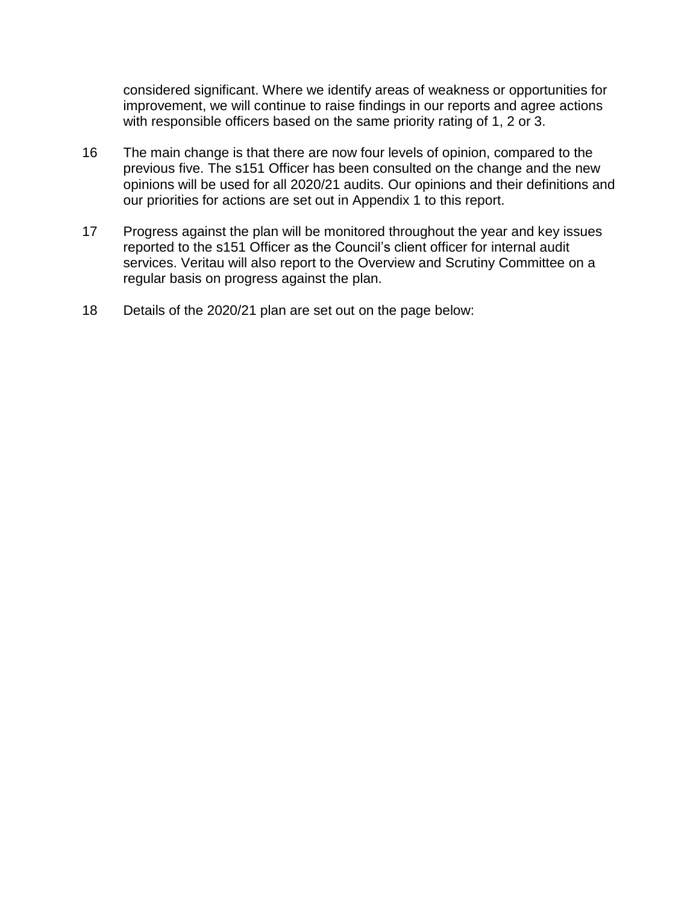considered significant. Where we identify areas of weakness or opportunities for improvement, we will continue to raise findings in our reports and agree actions with responsible officers based on the same priority rating of 1, 2 or 3.

16 The main change is that there are now four levels of opinion, compared to the previous five. The s151 Officer has been consulted on the change and the new opinions will be used for all 2020/21 audits. Our opinions and their definitions and our priorities for actions are set out in Appendix 1 to this report.

17 Progress against the plan will be monitored throughout the year and key issues reported to the s151 Officer as the Council's client officer for internal audit services. Veritau will also report to the Overview and Scrutiny Committee on a regular basis on progress against the plan.

18 Details of the 2020/21 plan are set out on the page below: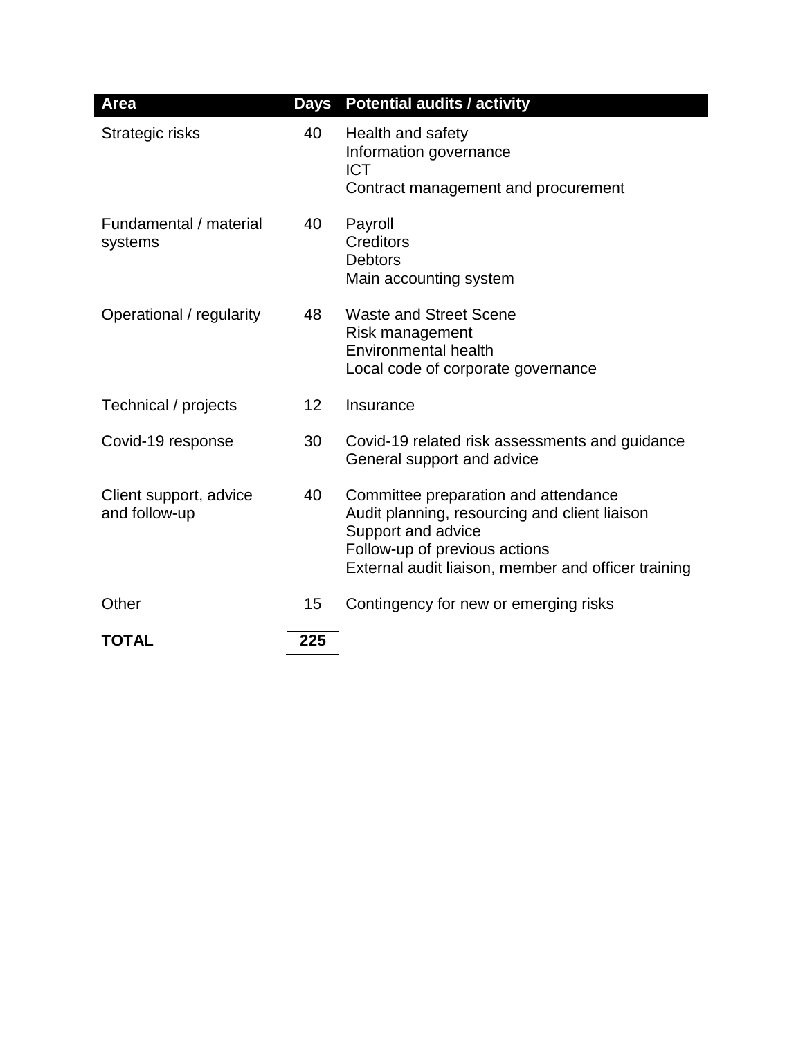| Area | Days | Potential audits / activity |
|---|---|---|
| Strategic risks | 40 | Health and safety<br>Information governance<br>ICT<br>Contract management and procurement |
| Fundamental / material systems | 40 | Payroll<br>Creditors<br>Debtors<br>Main accounting system |
| Operational / regularity | 48 | Waste and Street Scene<br>Risk management<br>Environmental health<br>Local code of corporate governance |
| Technical / projects | 12 | Insurance |
| Covid-19 response | 30 | Covid-19 related risk assessments and guidance<br>General support and advice |
| Client support, advice and follow-up | 40 | Committee preparation and attendance<br>Audit planning, resourcing and client liaison<br>Support and advice<br>Follow-up of previous actions<br>External audit liaison, member and officer training |
| Other | 15 | Contingency for new or emerging risks |
| **TOTAL** | **225** | |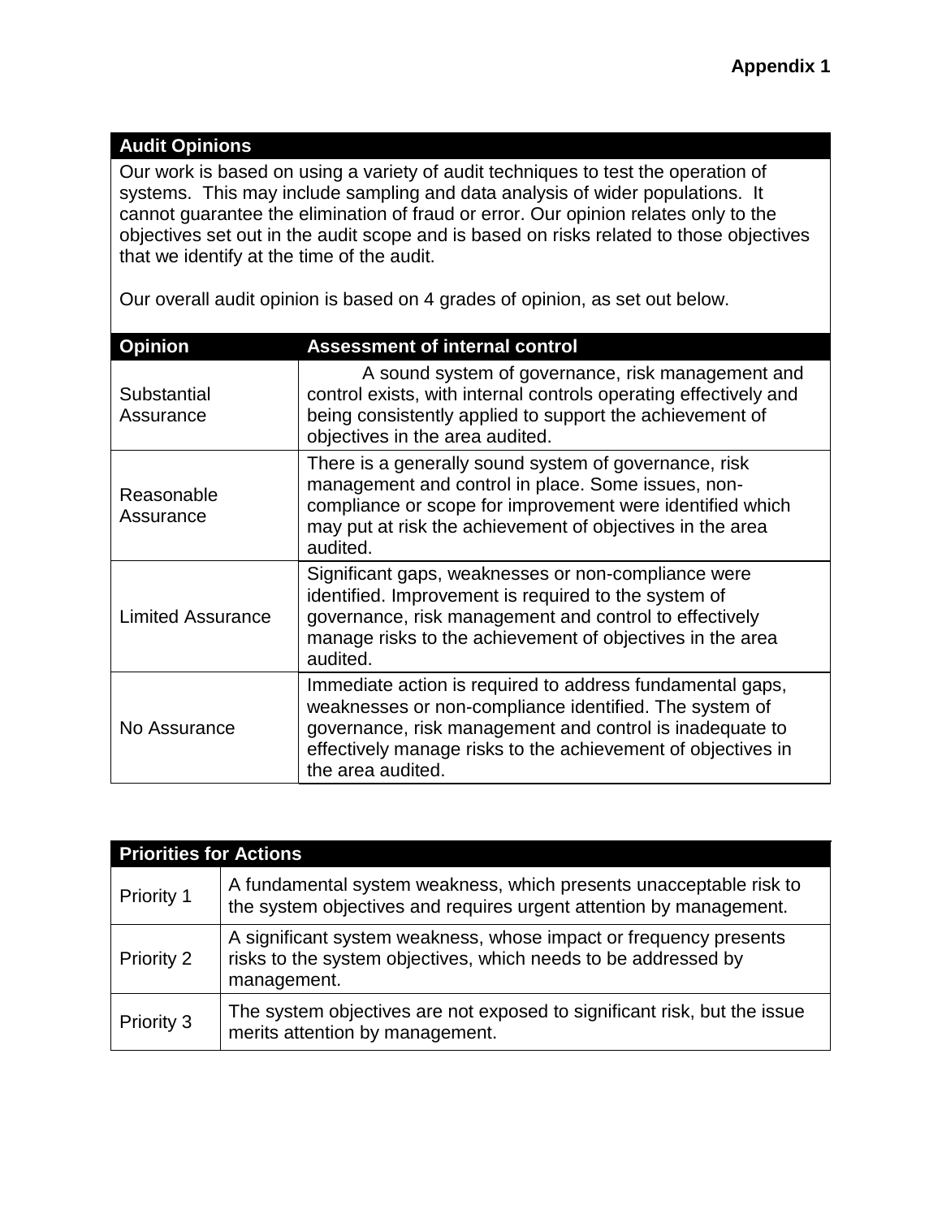**Appendix 1**

| Audit Opinions | |
|---|---|
| Our work is based on using a variety of audit techniques to test the operation of systems. This may include sampling and data analysis of wider populations. It cannot guarantee the elimination of fraud or error. Our opinion relates only to the objectives set out in the audit scope and is based on risks related to those objectives that we identify at the time of the audit.<br><br>Our overall audit opinion is based on 4 grades of opinion, as set out below. | |
| **Opinion** | **Assessment of internal control** |
| Substantial Assurance | A sound system of governance, risk management and control exists, with internal controls operating effectively and being consistently applied to support the achievement of objectives in the area audited. |
| Reasonable Assurance | There is a generally sound system of governance, risk management and control in place. Some issues, non-compliance or scope for improvement were identified which may put at risk the achievement of objectives in the area audited. |
| Limited Assurance | Significant gaps, weaknesses or non-compliance were identified. Improvement is required to the system of governance, risk management and control to effectively manage risks to the achievement of objectives in the area audited. |
| No Assurance | Immediate action is required to address fundamental gaps, weaknesses or non-compliance identified. The system of governance, risk management and control is inadequate to effectively manage risks to the achievement of objectives in the area audited. |

| Priorities for Actions | |
|---|---|
| Priority 1 | A fundamental system weakness, which presents unacceptable risk to the system objectives and requires urgent attention by management. |
| Priority 2 | A significant system weakness, whose impact or frequency presents risks to the system objectives, which needs to be addressed by management. |
| Priority 3 | The system objectives are not exposed to significant risk, but the issue merits attention by management. |